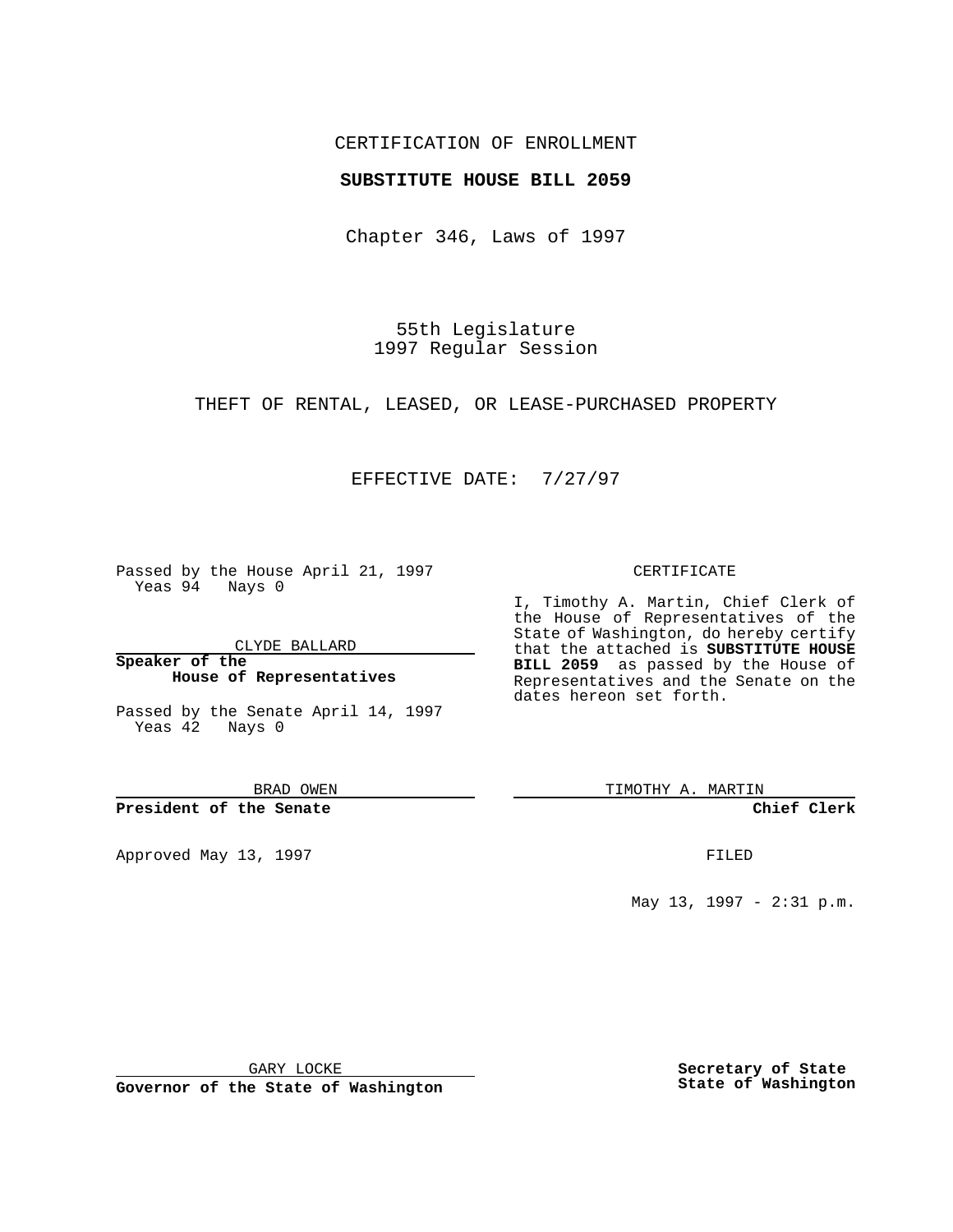CERTIFICATION OF ENROLLMENT

**SUBSTITUTE HOUSE BILL 2059**

Chapter 346, Laws of 1997

55th Legislature
1997 Regular Session

THEFT OF RENTAL, LEASED, OR LEASE-PURCHASED PROPERTY

EFFECTIVE DATE: 7/27/97

Passed by the House April 21, 1997
Yeas 94 Nays 0

CLYDE BALLARD

**Speaker of the House of Representatives**

Passed by the Senate April 14, 1997
Yeas 42 Nays 0

BRAD OWEN

**President of the Senate**

Approved May 13, 1997

GARY LOCKE

**Governor of the State of Washington**

CERTIFICATE

I, Timothy A. Martin, Chief Clerk of the House of Representatives of the State of Washington, do hereby certify that the attached is **SUBSTITUTE HOUSE BILL 2059** as passed by the House of Representatives and the Senate on the dates hereon set forth.

TIMOTHY A. MARTIN

**Chief Clerk**

FILED

May 13, 1997 - 2:31 p.m.

**Secretary of State**
**State of Washington**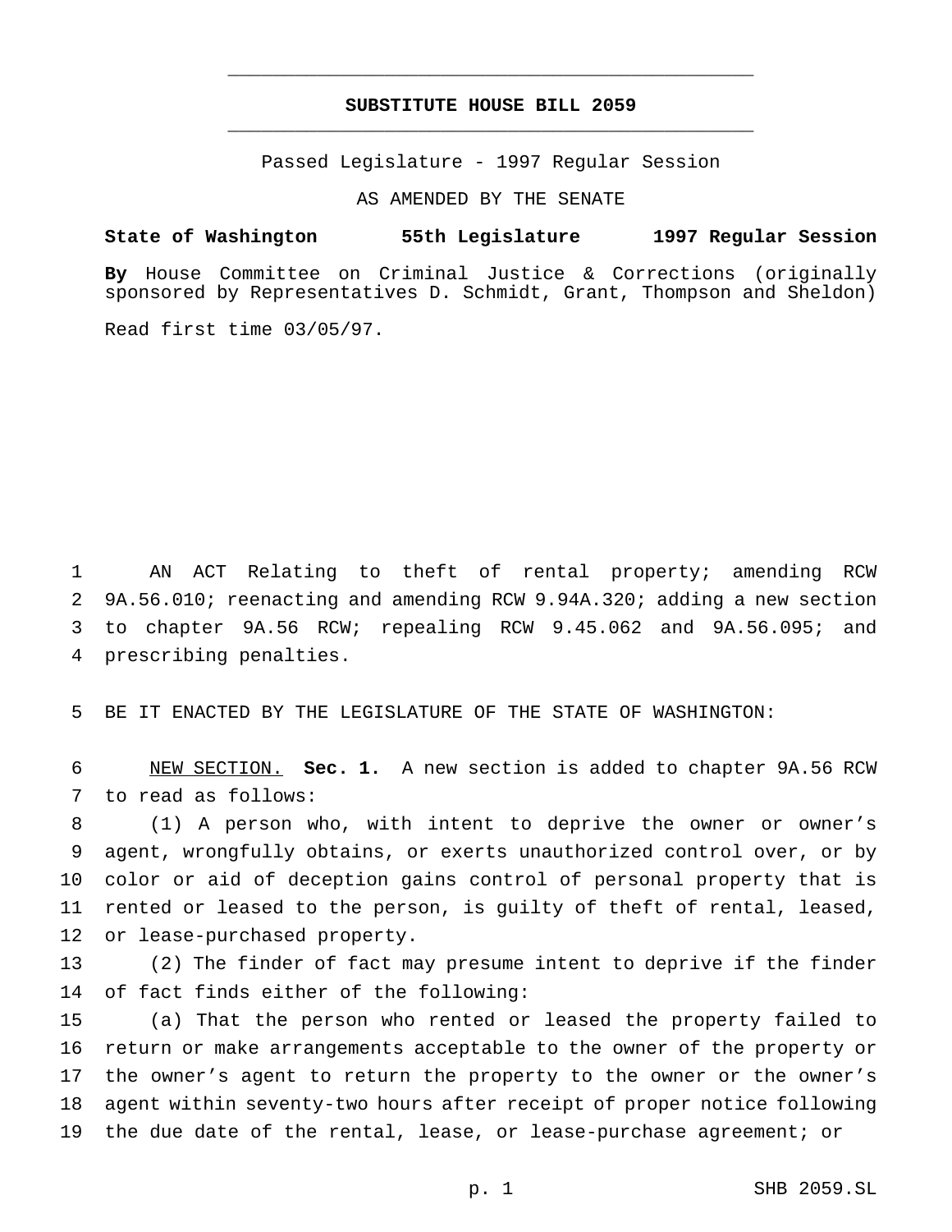**SUBSTITUTE HOUSE BILL 2059**

Passed Legislature - 1997 Regular Session

AS AMENDED BY THE SENATE

**State of Washington 55th Legislature 1997 Regular Session**

**By** House Committee on Criminal Justice & Corrections (originally sponsored by Representatives D. Schmidt, Grant, Thompson and Sheldon)

Read first time 03/05/97.

AN ACT Relating to theft of rental property; amending RCW 9A.56.010; reenacting and amending RCW 9.94A.320; adding a new section to chapter 9A.56 RCW; repealing RCW 9.45.062 and 9A.56.095; and prescribing penalties.

BE IT ENACTED BY THE LEGISLATURE OF THE STATE OF WASHINGTON:

NEW SECTION. **Sec. 1.** A new section is added to chapter 9A.56 RCW to read as follows:

(1) A person who, with intent to deprive the owner or owner's agent, wrongfully obtains, or exerts unauthorized control over, or by color or aid of deception gains control of personal property that is rented or leased to the person, is guilty of theft of rental, leased, or lease-purchased property.

(2) The finder of fact may presume intent to deprive if the finder of fact finds either of the following:

(a) That the person who rented or leased the property failed to return or make arrangements acceptable to the owner of the property or the owner's agent to return the property to the owner or the owner's agent within seventy-two hours after receipt of proper notice following the due date of the rental, lease, or lease-purchase agreement; or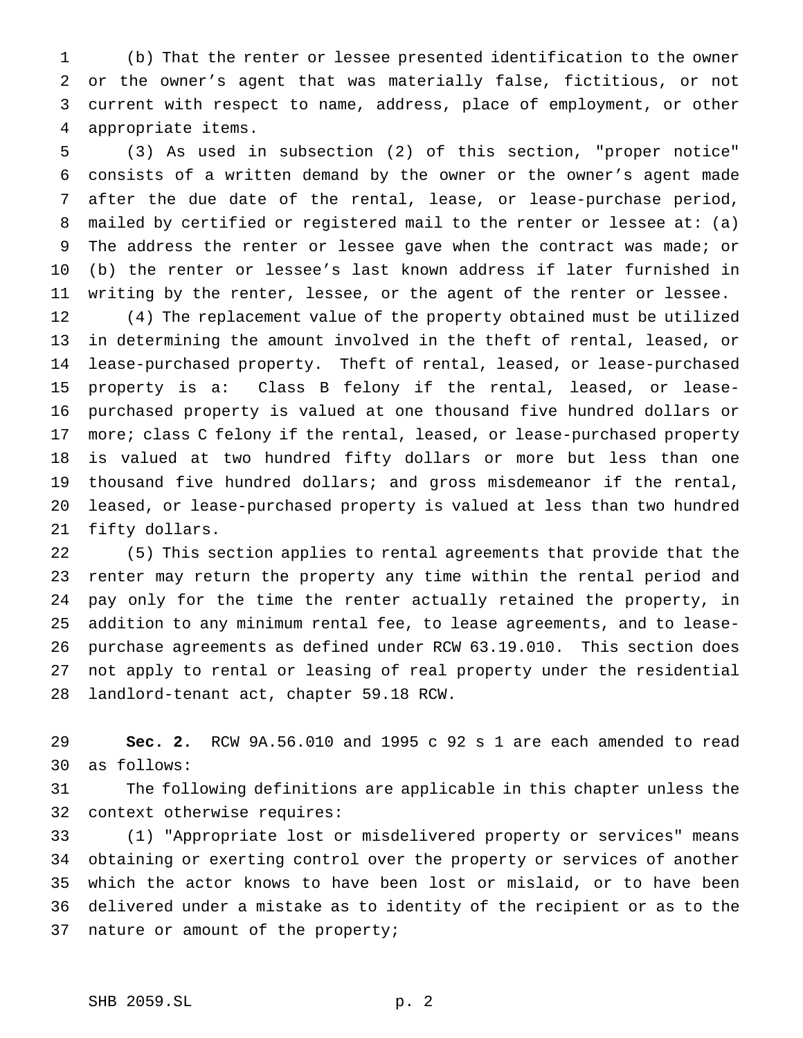(b) That the renter or lessee presented identification to the owner or the owner's agent that was materially false, fictitious, or not current with respect to name, address, place of employment, or other appropriate items.

(3) As used in subsection (2) of this section, "proper notice" consists of a written demand by the owner or the owner's agent made after the due date of the rental, lease, or lease-purchase period, mailed by certified or registered mail to the renter or lessee at: (a) The address the renter or lessee gave when the contract was made; or (b) the renter or lessee's last known address if later furnished in writing by the renter, lessee, or the agent of the renter or lessee.

(4) The replacement value of the property obtained must be utilized in determining the amount involved in the theft of rental, leased, or lease-purchased property. Theft of rental, leased, or lease-purchased property is a: Class B felony if the rental, leased, or lease-purchased property is valued at one thousand five hundred dollars or more; class C felony if the rental, leased, or lease-purchased property is valued at two hundred fifty dollars or more but less than one thousand five hundred dollars; and gross misdemeanor if the rental, leased, or lease-purchased property is valued at less than two hundred fifty dollars.

(5) This section applies to rental agreements that provide that the renter may return the property any time within the rental period and pay only for the time the renter actually retained the property, in addition to any minimum rental fee, to lease agreements, and to lease-purchase agreements as defined under RCW 63.19.010. This section does not apply to rental or leasing of real property under the residential landlord-tenant act, chapter 59.18 RCW.

**Sec. 2.** RCW 9A.56.010 and 1995 c 92 s 1 are each amended to read as follows:

The following definitions are applicable in this chapter unless the context otherwise requires:

(1) "Appropriate lost or misdelivered property or services" means obtaining or exerting control over the property or services of another which the actor knows to have been lost or mislaid, or to have been delivered under a mistake as to identity of the recipient or as to the nature or amount of the property;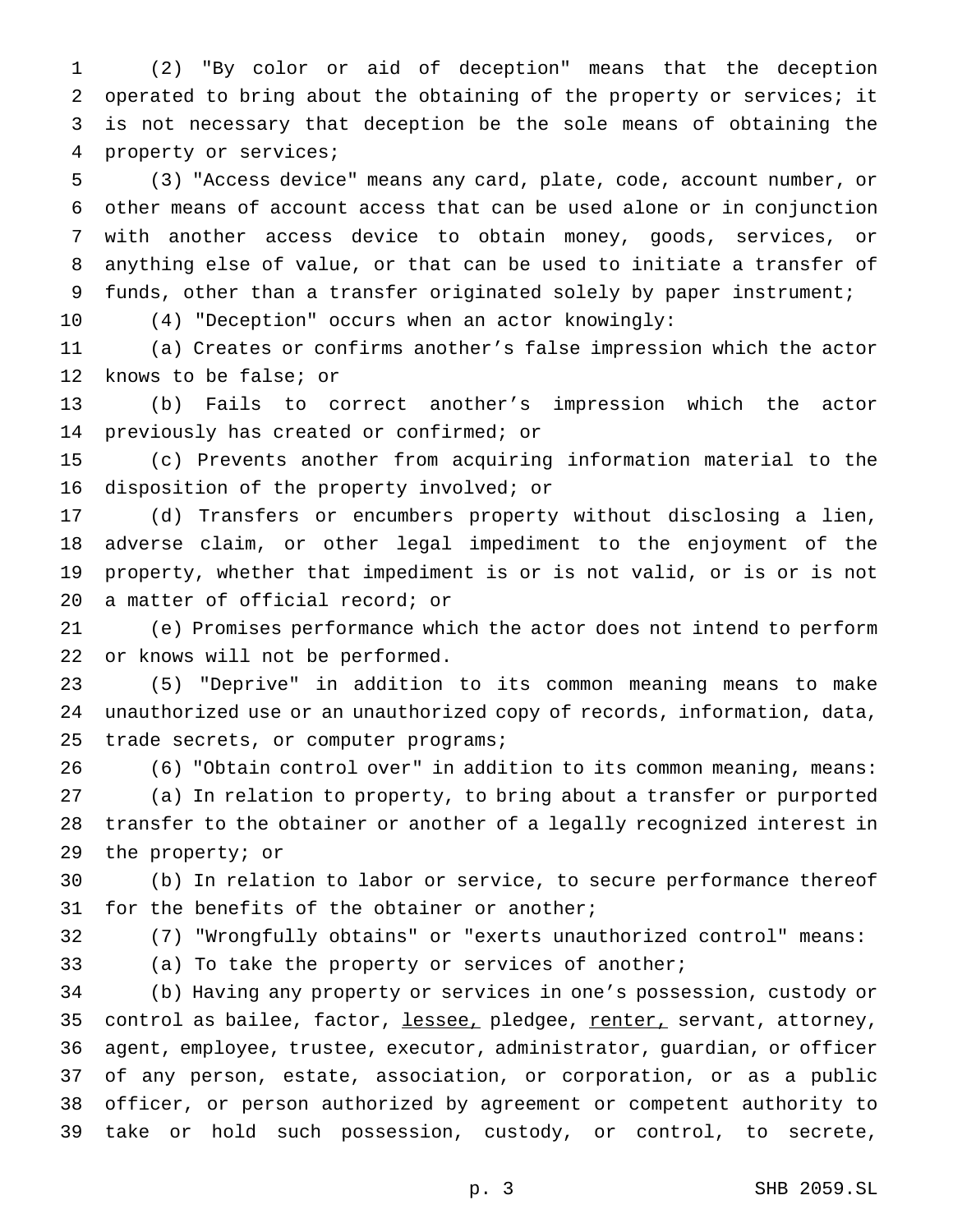(2) "By color or aid of deception" means that the deception operated to bring about the obtaining of the property or services; it is not necessary that deception be the sole means of obtaining the property or services;

(3) "Access device" means any card, plate, code, account number, or other means of account access that can be used alone or in conjunction with another access device to obtain money, goods, services, or anything else of value, or that can be used to initiate a transfer of funds, other than a transfer originated solely by paper instrument;

(4) "Deception" occurs when an actor knowingly:

(a) Creates or confirms another's false impression which the actor knows to be false; or

(b) Fails to correct another's impression which the actor previously has created or confirmed; or

(c) Prevents another from acquiring information material to the disposition of the property involved; or

(d) Transfers or encumbers property without disclosing a lien, adverse claim, or other legal impediment to the enjoyment of the property, whether that impediment is or is not valid, or is or is not a matter of official record; or

(e) Promises performance which the actor does not intend to perform or knows will not be performed.

(5) "Deprive" in addition to its common meaning means to make unauthorized use or an unauthorized copy of records, information, data, trade secrets, or computer programs;

(6) "Obtain control over" in addition to its common meaning, means:

(a) In relation to property, to bring about a transfer or purported transfer to the obtainer or another of a legally recognized interest in the property; or

(b) In relation to labor or service, to secure performance thereof for the benefits of the obtainer or another;

(7) "Wrongfully obtains" or "exerts unauthorized control" means:

(a) To take the property or services of another;

(b) Having any property or services in one's possession, custody or control as bailee, factor, <u>lessee,</u> pledgee, <u>renter,</u> servant, attorney, agent, employee, trustee, executor, administrator, guardian, or officer of any person, estate, association, or corporation, or as a public officer, or person authorized by agreement or competent authority to take or hold such possession, custody, or control, to secrete,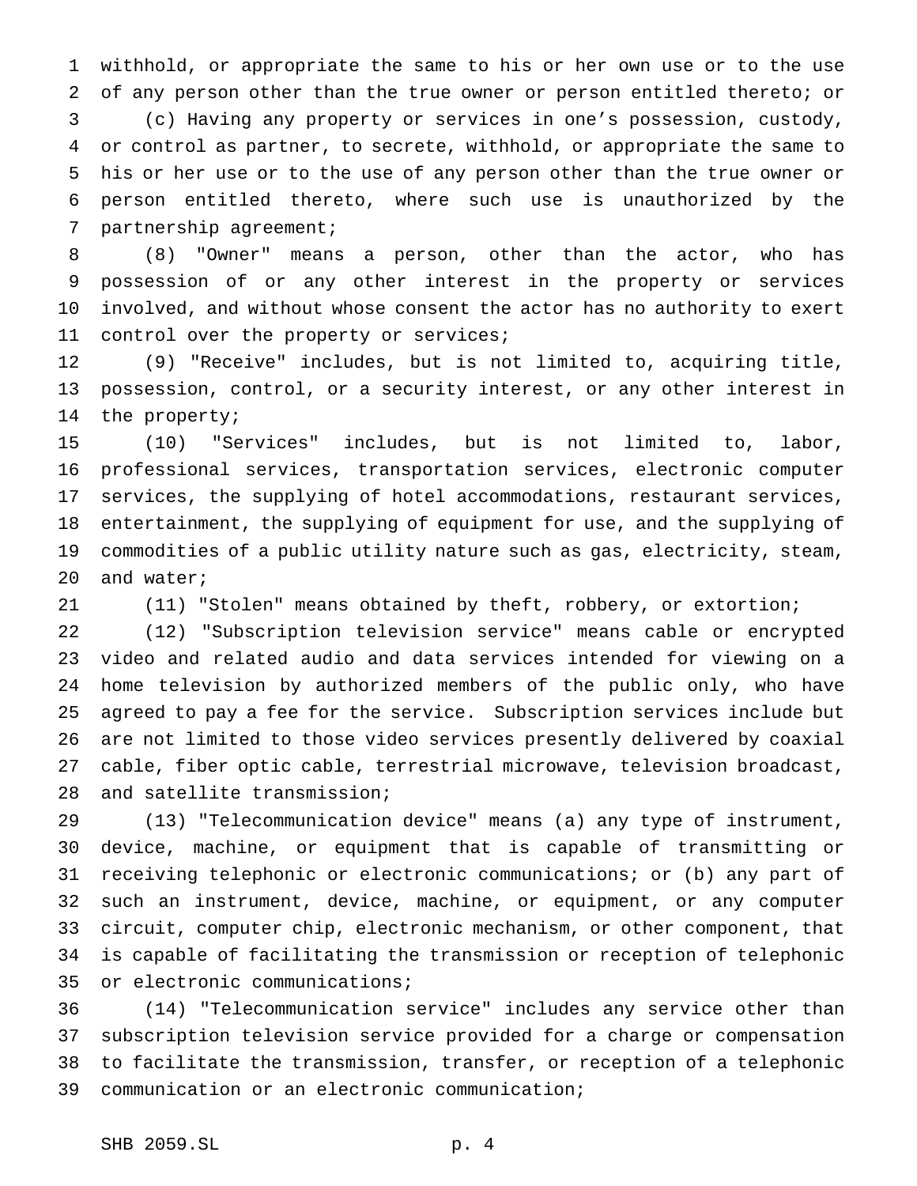withhold, or appropriate the same to his or her own use or to the use of any person other than the true owner or person entitled thereto; or

(c) Having any property or services in one's possession, custody, or control as partner, to secrete, withhold, or appropriate the same to his or her use or to the use of any person other than the true owner or person entitled thereto, where such use is unauthorized by the partnership agreement;

(8) "Owner" means a person, other than the actor, who has possession of or any other interest in the property or services involved, and without whose consent the actor has no authority to exert control over the property or services;

(9) "Receive" includes, but is not limited to, acquiring title, possession, control, or a security interest, or any other interest in the property;

(10) "Services" includes, but is not limited to, labor, professional services, transportation services, electronic computer services, the supplying of hotel accommodations, restaurant services, entertainment, the supplying of equipment for use, and the supplying of commodities of a public utility nature such as gas, electricity, steam, and water;

(11) "Stolen" means obtained by theft, robbery, or extortion;

(12) "Subscription television service" means cable or encrypted video and related audio and data services intended for viewing on a home television by authorized members of the public only, who have agreed to pay a fee for the service. Subscription services include but are not limited to those video services presently delivered by coaxial cable, fiber optic cable, terrestrial microwave, television broadcast, and satellite transmission;

(13) "Telecommunication device" means (a) any type of instrument, device, machine, or equipment that is capable of transmitting or receiving telephonic or electronic communications; or (b) any part of such an instrument, device, machine, or equipment, or any computer circuit, computer chip, electronic mechanism, or other component, that is capable of facilitating the transmission or reception of telephonic or electronic communications;

(14) "Telecommunication service" includes any service other than subscription television service provided for a charge or compensation to facilitate the transmission, transfer, or reception of a telephonic communication or an electronic communication;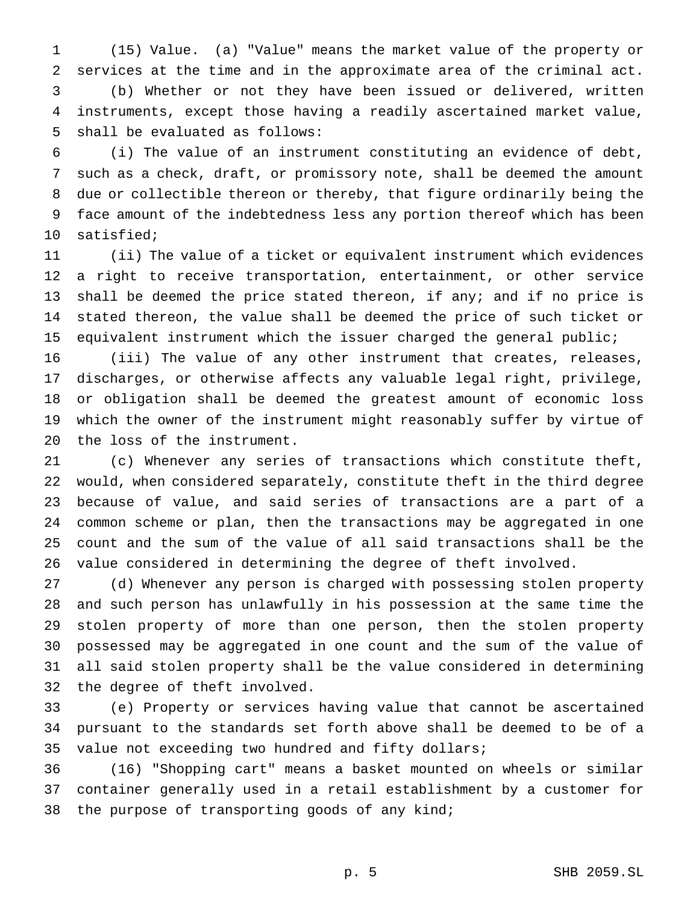(15) Value. (a) "Value" means the market value of the property or services at the time and in the approximate area of the criminal act.

(b) Whether or not they have been issued or delivered, written instruments, except those having a readily ascertained market value, shall be evaluated as follows:

(i) The value of an instrument constituting an evidence of debt, such as a check, draft, or promissory note, shall be deemed the amount due or collectible thereon or thereby, that figure ordinarily being the face amount of the indebtedness less any portion thereof which has been satisfied;

(ii) The value of a ticket or equivalent instrument which evidences a right to receive transportation, entertainment, or other service shall be deemed the price stated thereon, if any; and if no price is stated thereon, the value shall be deemed the price of such ticket or equivalent instrument which the issuer charged the general public;

(iii) The value of any other instrument that creates, releases, discharges, or otherwise affects any valuable legal right, privilege, or obligation shall be deemed the greatest amount of economic loss which the owner of the instrument might reasonably suffer by virtue of the loss of the instrument.

(c) Whenever any series of transactions which constitute theft, would, when considered separately, constitute theft in the third degree because of value, and said series of transactions are a part of a common scheme or plan, then the transactions may be aggregated in one count and the sum of the value of all said transactions shall be the value considered in determining the degree of theft involved.

(d) Whenever any person is charged with possessing stolen property and such person has unlawfully in his possession at the same time the stolen property of more than one person, then the stolen property possessed may be aggregated in one count and the sum of the value of all said stolen property shall be the value considered in determining the degree of theft involved.

(e) Property or services having value that cannot be ascertained pursuant to the standards set forth above shall be deemed to be of a value not exceeding two hundred and fifty dollars;

(16) "Shopping cart" means a basket mounted on wheels or similar container generally used in a retail establishment by a customer for the purpose of transporting goods of any kind;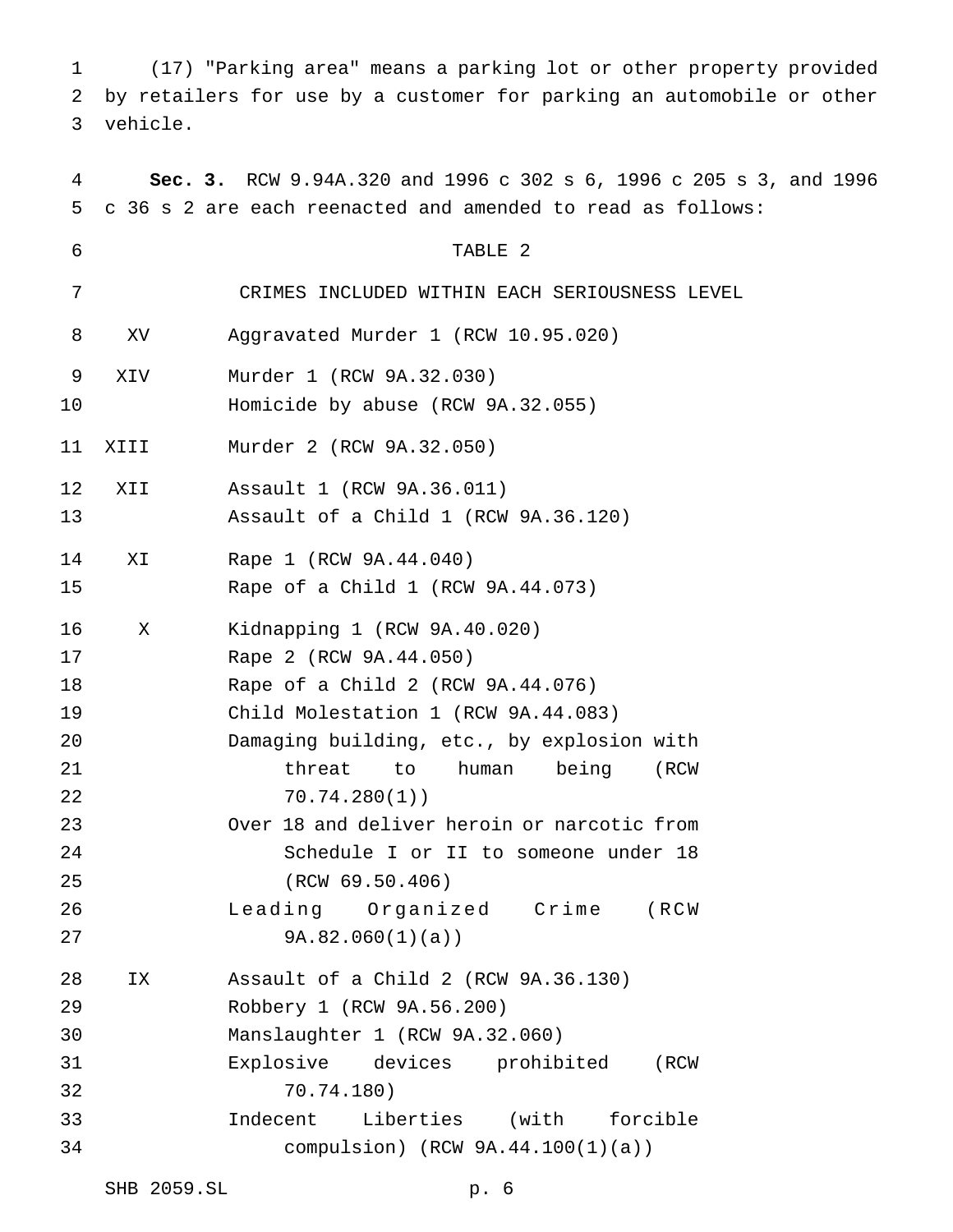(17) "Parking area" means a parking lot or other property provided by retailers for use by a customer for parking an automobile or other vehicle.

**Sec. 3.** RCW 9.94A.320 and 1996 c 302 s 6, 1996 c 205 s 3, and 1996 c 36 s 2 are each reenacted and amended to read as follows:

TABLE 2

CRIMES INCLUDED WITHIN EACH SERIOUSNESS LEVEL

| Level | Crime |
|---|---|
| XV | Aggravated Murder 1 (RCW 10.95.020) |
| XIV | Murder 1 (RCW 9A.32.030) |
| | Homicide by abuse (RCW 9A.32.055) |
| XIII | Murder 2 (RCW 9A.32.050) |
| XII | Assault 1 (RCW 9A.36.011) |
| | Assault of a Child 1 (RCW 9A.36.120) |
| XI | Rape 1 (RCW 9A.44.040) |
| | Rape of a Child 1 (RCW 9A.44.073) |
| X | Kidnapping 1 (RCW 9A.40.020) |
| | Rape 2 (RCW 9A.44.050) |
| | Rape of a Child 2 (RCW 9A.44.076) |
| | Child Molestation 1 (RCW 9A.44.083) |
| | Damaging building, etc., by explosion with threat to human being (RCW 70.74.280(1)) |
| | Over 18 and deliver heroin or narcotic from Schedule I or II to someone under 18 (RCW 69.50.406) |
| | Leading Organized Crime (RCW 9A.82.060(1)(a)) |
| IX | Assault of a Child 2 (RCW 9A.36.130) |
| | Robbery 1 (RCW 9A.56.200) |
| | Manslaughter 1 (RCW 9A.32.060) |
| | Explosive devices prohibited (RCW 70.74.180) |
| | Indecent Liberties (with forcible compulsion) (RCW 9A.44.100(1)(a)) |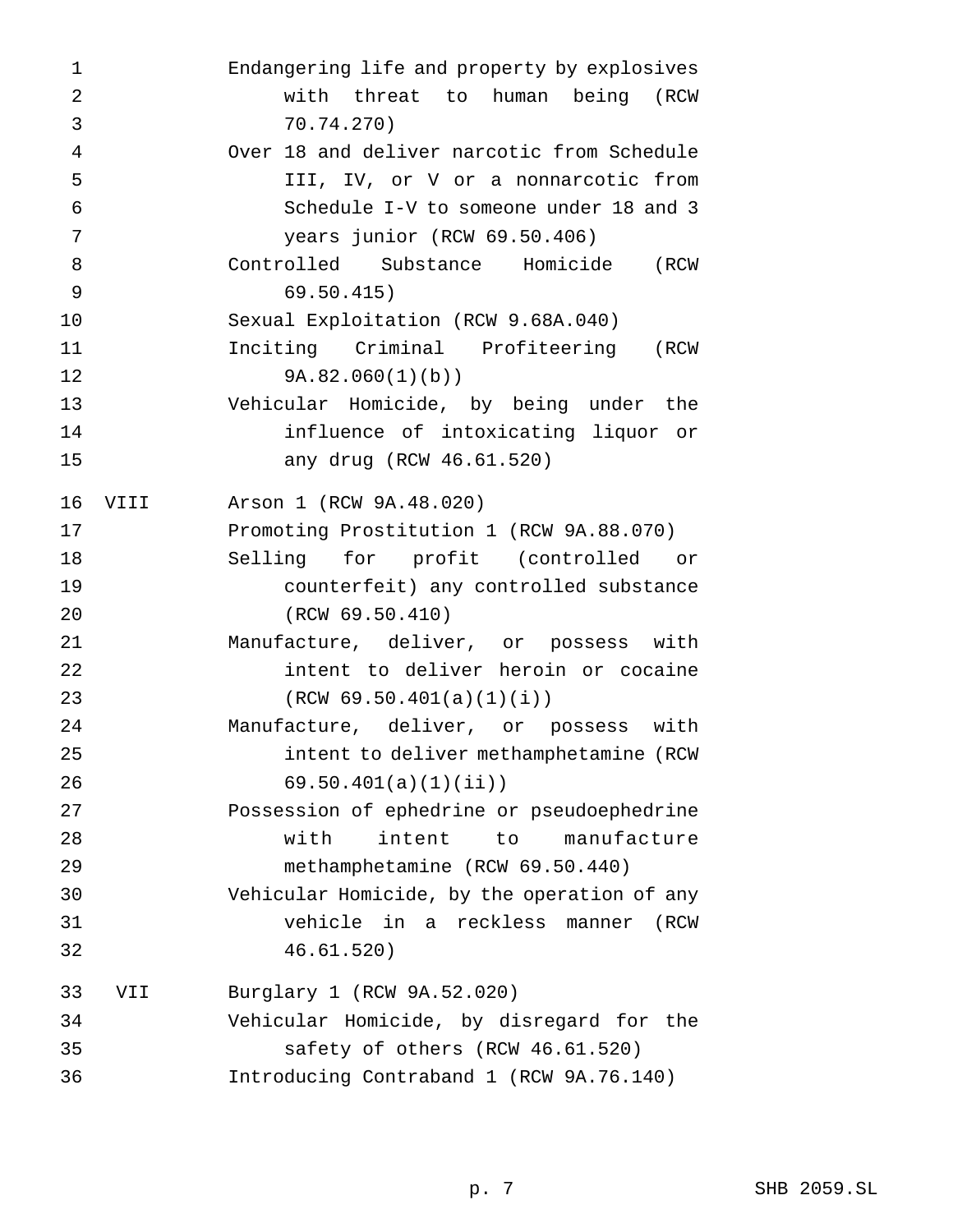| | |
|---|---|
| | Endangering life and property by explosives with threat to human being (RCW 70.74.270) |
| | Over 18 and deliver narcotic from Schedule III, IV, or V or a nonnarcotic from Schedule I-V to someone under 18 and 3 years junior (RCW 69.50.406) |
| | Controlled Substance Homicide (RCW 69.50.415) |
| | Sexual Exploitation (RCW 9.68A.040) |
| | Inciting Criminal Profiteering (RCW 9A.82.060(1)(b)) |
| | Vehicular Homicide, by being under the influence of intoxicating liquor or any drug (RCW 46.61.520) |
| VIII | Arson 1 (RCW 9A.48.020) |
| | Promoting Prostitution 1 (RCW 9A.88.070) |
| | Selling for profit (controlled or counterfeit) any controlled substance (RCW 69.50.410) |
| | Manufacture, deliver, or possess with intent to deliver heroin or cocaine (RCW 69.50.401(a)(1)(i)) |
| | Manufacture, deliver, or possess with intent to deliver methamphetamine (RCW 69.50.401(a)(1)(ii)) |
| | Possession of ephedrine or pseudoephedrine with intent to manufacture methamphetamine (RCW 69.50.440) |
| | Vehicular Homicide, by the operation of any vehicle in a reckless manner (RCW 46.61.520) |
| VII | Burglary 1 (RCW 9A.52.020) |
| | Vehicular Homicide, by disregard for the safety of others (RCW 46.61.520) |
| | Introducing Contraband 1 (RCW 9A.76.140) |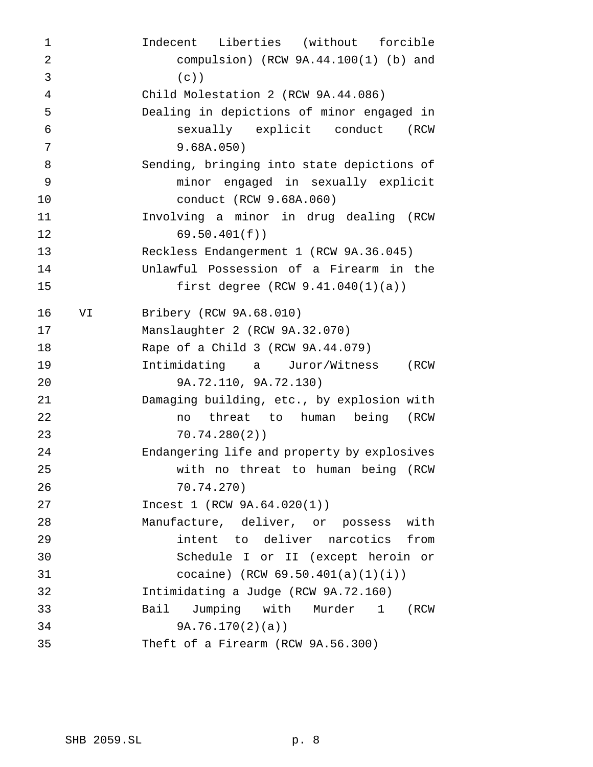| | |
|---|---|
| | Indecent Liberties (without forcible compulsion) (RCW 9A.44.100(1) (b) and (c)) |
| | Child Molestation 2 (RCW 9A.44.086) |
| | Dealing in depictions of minor engaged in sexually explicit conduct (RCW 9.68A.050) |
| | Sending, bringing into state depictions of minor engaged in sexually explicit conduct (RCW 9.68A.060) |
| | Involving a minor in drug dealing (RCW 69.50.401(f)) |
| | Reckless Endangerment 1 (RCW 9A.36.045) |
| | Unlawful Possession of a Firearm in the first degree (RCW 9.41.040(1)(a)) |
| VI | Bribery (RCW 9A.68.010) |
| | Manslaughter 2 (RCW 9A.32.070) |
| | Rape of a Child 3 (RCW 9A.44.079) |
| | Intimidating a Juror/Witness (RCW 9A.72.110, 9A.72.130) |
| | Damaging building, etc., by explosion with no threat to human being (RCW 70.74.280(2)) |
| | Endangering life and property by explosives with no threat to human being (RCW 70.74.270) |
| | Incest 1 (RCW 9A.64.020(1)) |
| | Manufacture, deliver, or possess with intent to deliver narcotics from Schedule I or II (except heroin or cocaine) (RCW 69.50.401(a)(1)(i)) |
| | Intimidating a Judge (RCW 9A.72.160) |
| | Bail Jumping with Murder 1 (RCW 9A.76.170(2)(a)) |
| | Theft of a Firearm (RCW 9A.56.300) |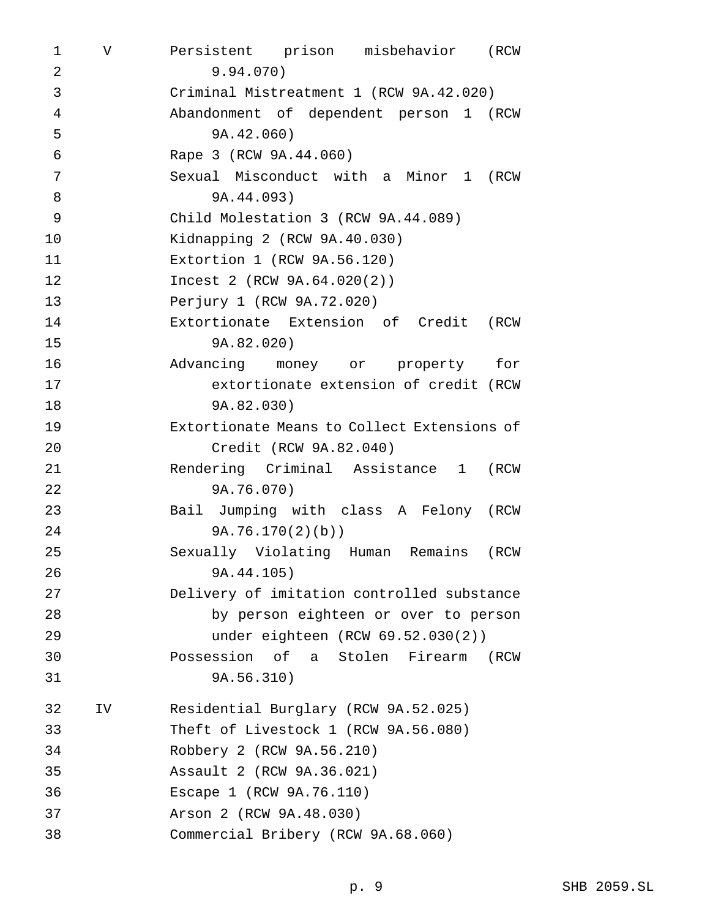| | |
|---|---|
| V | Persistent prison misbehavior (RCW 9.94.070) |
| | Criminal Mistreatment 1 (RCW 9A.42.020) |
| | Abandonment of dependent person 1 (RCW 9A.42.060) |
| | Rape 3 (RCW 9A.44.060) |
| | Sexual Misconduct with a Minor 1 (RCW 9A.44.093) |
| | Child Molestation 3 (RCW 9A.44.089) |
| | Kidnapping 2 (RCW 9A.40.030) |
| | Extortion 1 (RCW 9A.56.120) |
| | Incest 2 (RCW 9A.64.020(2)) |
| | Perjury 1 (RCW 9A.72.020) |
| | Extortionate Extension of Credit (RCW 9A.82.020) |
| | Advancing money or property for extortionate extension of credit (RCW 9A.82.030) |
| | Extortionate Means to Collect Extensions of Credit (RCW 9A.82.040) |
| | Rendering Criminal Assistance 1 (RCW 9A.76.070) |
| | Bail Jumping with class A Felony (RCW 9A.76.170(2)(b)) |
| | Sexually Violating Human Remains (RCW 9A.44.105) |
| | Delivery of imitation controlled substance by person eighteen or over to person under eighteen (RCW 69.52.030(2)) |
| | Possession of a Stolen Firearm (RCW 9A.56.310) |
| IV | Residential Burglary (RCW 9A.52.025) |
| | Theft of Livestock 1 (RCW 9A.56.080) |
| | Robbery 2 (RCW 9A.56.210) |
| | Assault 2 (RCW 9A.36.021) |
| | Escape 1 (RCW 9A.76.110) |
| | Arson 2 (RCW 9A.48.030) |
| | Commercial Bribery (RCW 9A.68.060) |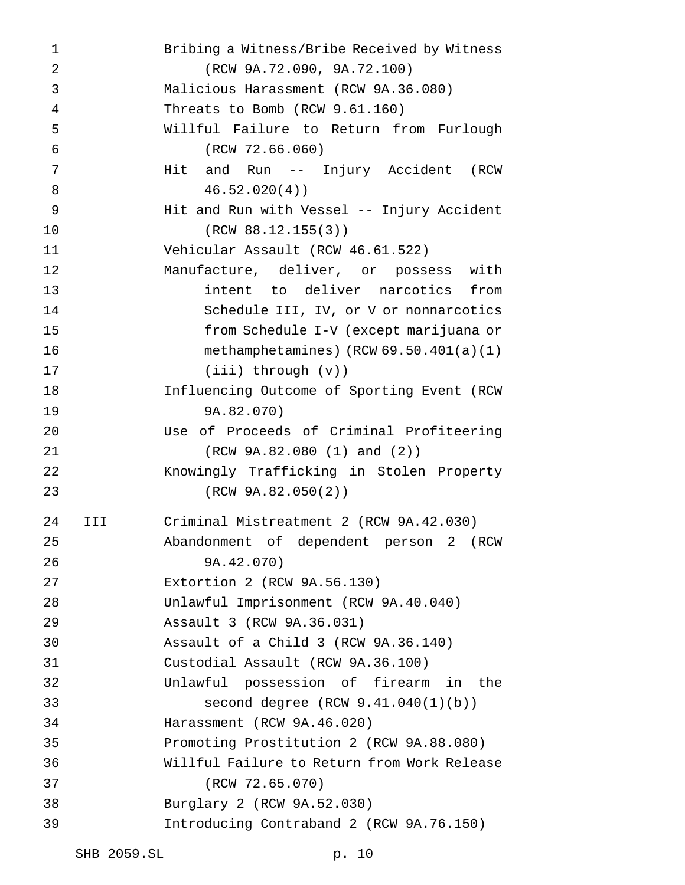Bribing a Witness/Bribe Received by Witness (RCW 9A.72.090, 9A.72.100)

Malicious Harassment (RCW 9A.36.080)

Threats to Bomb (RCW 9.61.160)

Willful Failure to Return from Furlough (RCW 72.66.060)

Hit and Run -- Injury Accident (RCW 46.52.020(4))

Hit and Run with Vessel -- Injury Accident (RCW 88.12.155(3))

Vehicular Assault (RCW 46.61.522)

Manufacture, deliver, or possess with intent to deliver narcotics from Schedule III, IV, or V or nonnarcotics from Schedule I-V (except marijuana or methamphetamines) (RCW 69.50.401(a)(1)(iii) through (v))

Influencing Outcome of Sporting Event (RCW 9A.82.070)

Use of Proceeds of Criminal Profiteering (RCW 9A.82.080 (1) and (2))

Knowingly Trafficking in Stolen Property (RCW 9A.82.050(2))

III Criminal Mistreatment 2 (RCW 9A.42.030)

Abandonment of dependent person 2 (RCW 9A.42.070)

Extortion 2 (RCW 9A.56.130)

Unlawful Imprisonment (RCW 9A.40.040)

Assault 3 (RCW 9A.36.031)

Assault of a Child 3 (RCW 9A.36.140)

Custodial Assault (RCW 9A.36.100)

Unlawful possession of firearm in the second degree (RCW 9.41.040(1)(b))

Harassment (RCW 9A.46.020)

Promoting Prostitution 2 (RCW 9A.88.080)

Willful Failure to Return from Work Release (RCW 72.65.070)

Burglary 2 (RCW 9A.52.030)

Introducing Contraband 2 (RCW 9A.76.150)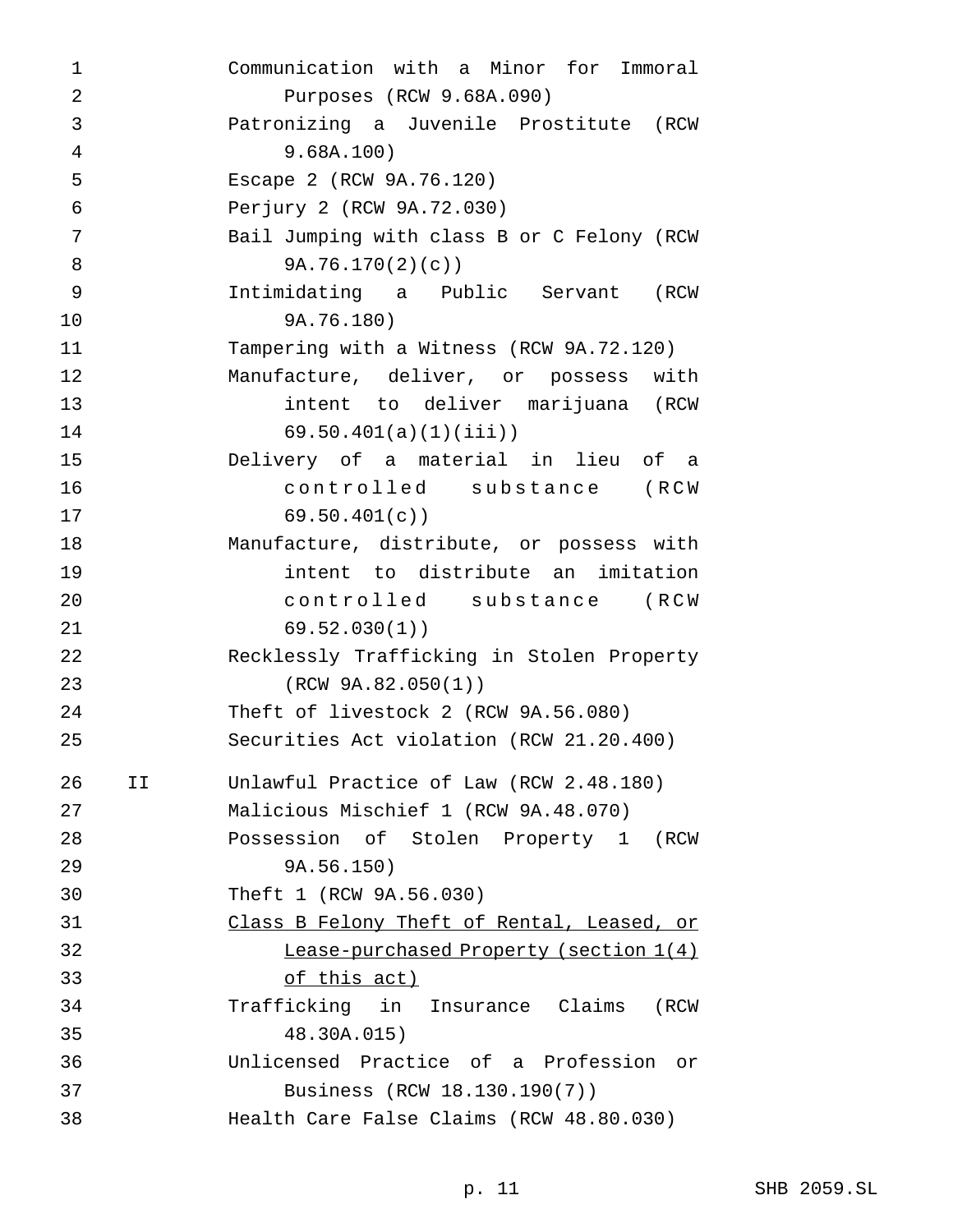Communication with a Minor for Immoral Purposes (RCW 9.68A.090)
Patronizing a Juvenile Prostitute (RCW 9.68A.100)
Escape 2 (RCW 9A.76.120)
Perjury 2 (RCW 9A.72.030)
Bail Jumping with class B or C Felony (RCW 9A.76.170(2)(c))
Intimidating a Public Servant (RCW 9A.76.180)
Tampering with a Witness (RCW 9A.72.120)
Manufacture, deliver, or possess with intent to deliver marijuana (RCW 69.50.401(a)(1)(iii))
Delivery of a material in lieu of a controlled substance (RCW 69.50.401(c))
Manufacture, distribute, or possess with intent to distribute an imitation controlled substance (RCW 69.52.030(1))
Recklessly Trafficking in Stolen Property (RCW 9A.82.050(1))
Theft of livestock 2 (RCW 9A.56.080)
Securities Act violation (RCW 21.20.400)

II Unlawful Practice of Law (RCW 2.48.180)
Malicious Mischief 1 (RCW 9A.48.070)
Possession of Stolen Property 1 (RCW 9A.56.150)
Theft 1 (RCW 9A.56.030)
<u>Class B Felony Theft of Rental, Leased, or Lease-purchased Property (section 1(4) of this act)</u>
Trafficking in Insurance Claims (RCW 48.30A.015)
Unlicensed Practice of a Profession or Business (RCW 18.130.190(7))
Health Care False Claims (RCW 48.80.030)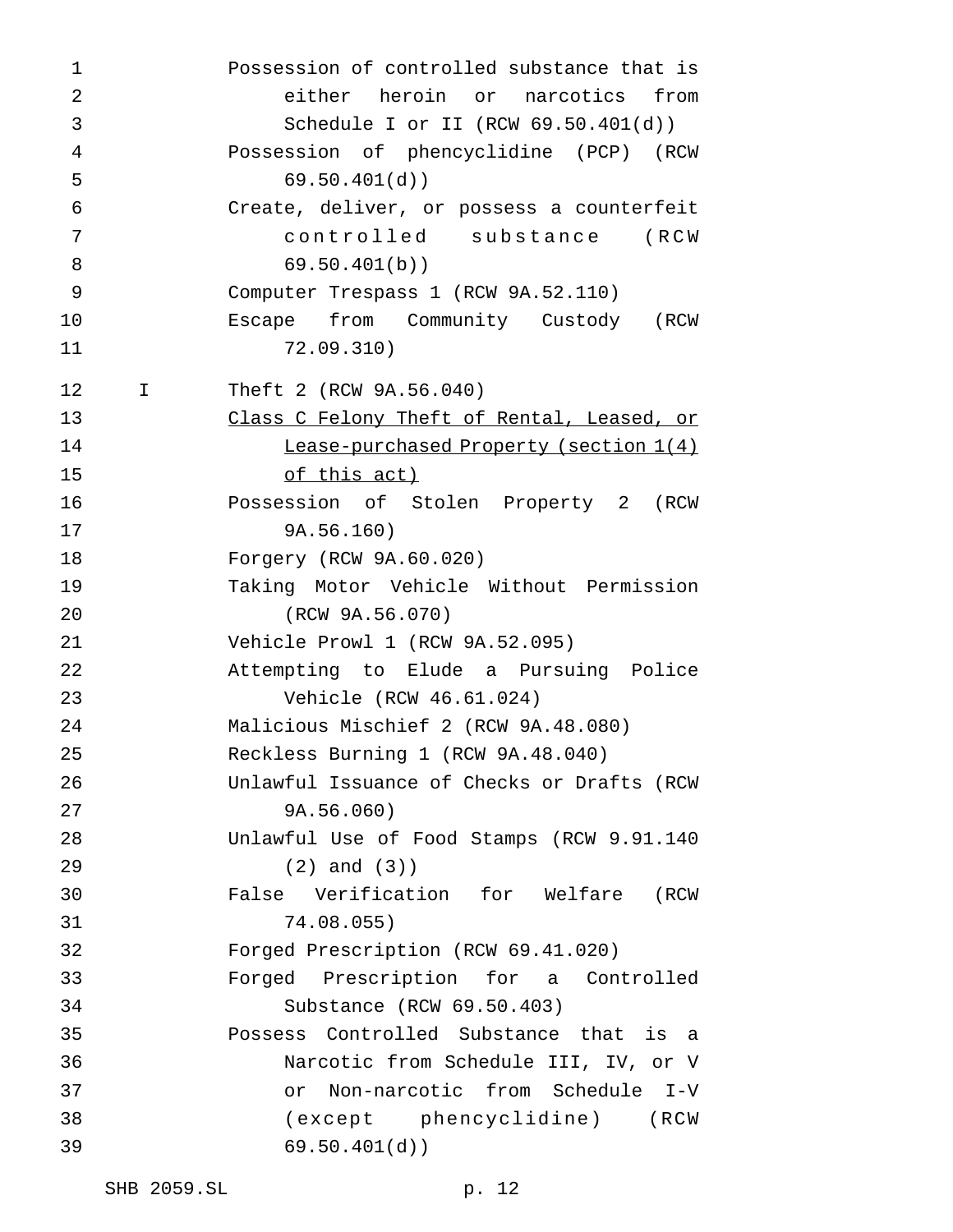Possession of controlled substance that is either heroin or narcotics from Schedule I or II (RCW 69.50.401(d))

Possession of phencyclidine (PCP) (RCW 69.50.401(d))

Create, deliver, or possess a counterfeit controlled substance (RCW 69.50.401(b))

Computer Trespass 1 (RCW 9A.52.110)

Escape from Community Custody (RCW 72.09.310)

I Theft 2 (RCW 9A.56.040)

Class C Felony Theft of Rental, Leased, or Lease-purchased Property (section 1(4) of this act)

Possession of Stolen Property 2 (RCW 9A.56.160)

Forgery (RCW 9A.60.020)

Taking Motor Vehicle Without Permission (RCW 9A.56.070)

Vehicle Prowl 1 (RCW 9A.52.095)

Attempting to Elude a Pursuing Police Vehicle (RCW 46.61.024)

Malicious Mischief 2 (RCW 9A.48.080)

Reckless Burning 1 (RCW 9A.48.040)

Unlawful Issuance of Checks or Drafts (RCW 9A.56.060)

Unlawful Use of Food Stamps (RCW 9.91.140 (2) and (3))

False Verification for Welfare (RCW 74.08.055)

Forged Prescription (RCW 69.41.020)

Forged Prescription for a Controlled Substance (RCW 69.50.403)

Possess Controlled Substance that is a Narcotic from Schedule III, IV, or V or Non-narcotic from Schedule I-V (except phencyclidine) (RCW 69.50.401(d))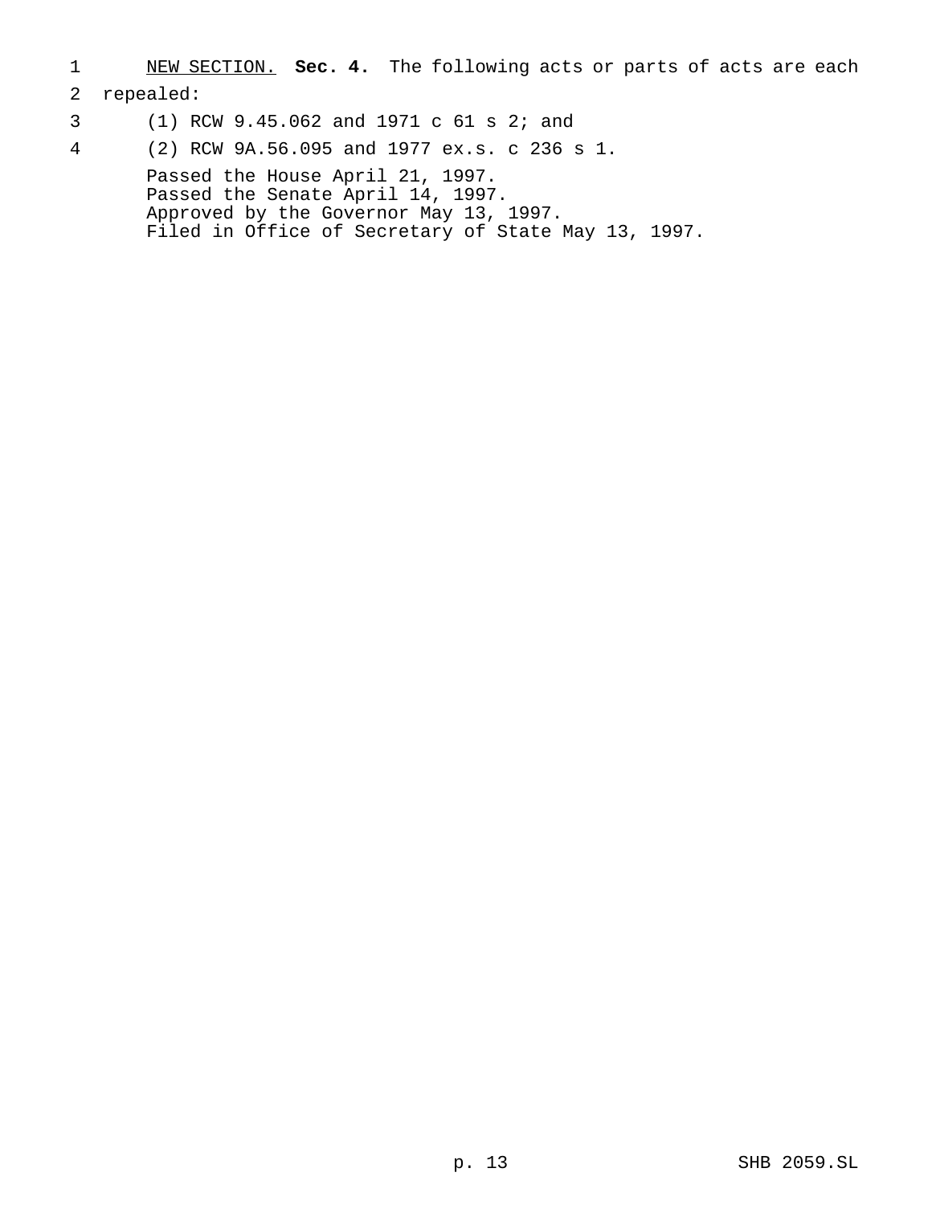NEW SECTION. **Sec. 4.** The following acts or parts of acts are each repealed:

(1) RCW 9.45.062 and 1971 c 61 s 2; and

(2) RCW 9A.56.095 and 1977 ex.s. c 236 s 1.

Passed the House April 21, 1997.
Passed the Senate April 14, 1997.
Approved by the Governor May 13, 1997.
Filed in Office of Secretary of State May 13, 1997.